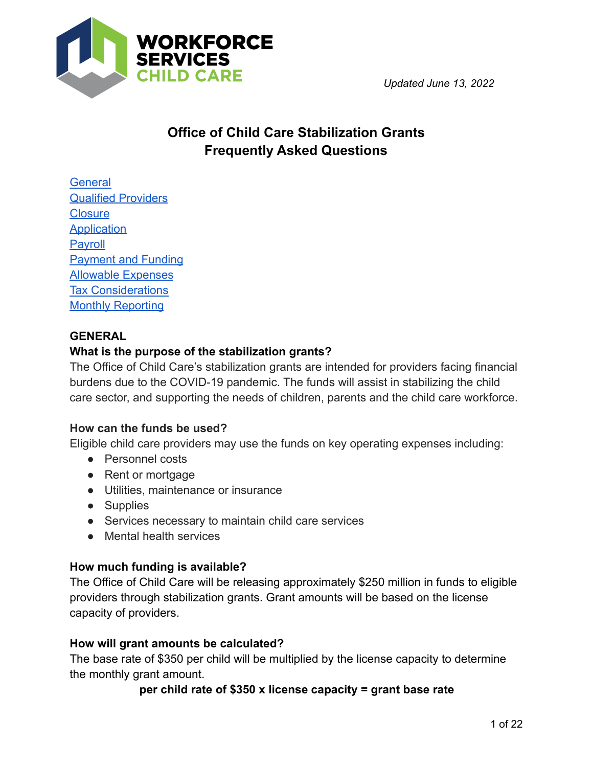WORKFORCE SERVICES CHILD CARE

*Updated June 13, 2022*

# Office of Child Care Stabilization Grants Frequently Asked Questions

[General](#general)
[Qualified Providers](#qualified-providers)
[Closure](#closure)
[Application](#application)
[Payroll](#payroll)
[Payment and Funding](#payment-and-funding)
[Allowable Expenses](#allowable-expenses)
[Tax Considerations](#tax-considerations)
[Monthly Reporting](#monthly-reporting)

## GENERAL

### What is the purpose of the stabilization grants?

The Office of Child Care's stabilization grants are intended for providers facing financial burdens due to the COVID-19 pandemic. The funds will assist in stabilizing the child care sector, and supporting the needs of children, parents and the child care workforce.

### How can the funds be used?

Eligible child care providers may use the funds on key operating expenses including:

- Personnel costs
- Rent or mortgage
- Utilities, maintenance or insurance
- Supplies
- Services necessary to maintain child care services
- Mental health services

### How much funding is available?

The Office of Child Care will be releasing approximately $250 million in funds to eligible providers through stabilization grants. Grant amounts will be based on the license capacity of providers.

### How will grant amounts be calculated?

The base rate of $350 per child will be multiplied by the license capacity to determine the monthly grant amount.

**per child rate of $350 x license capacity = grant base rate**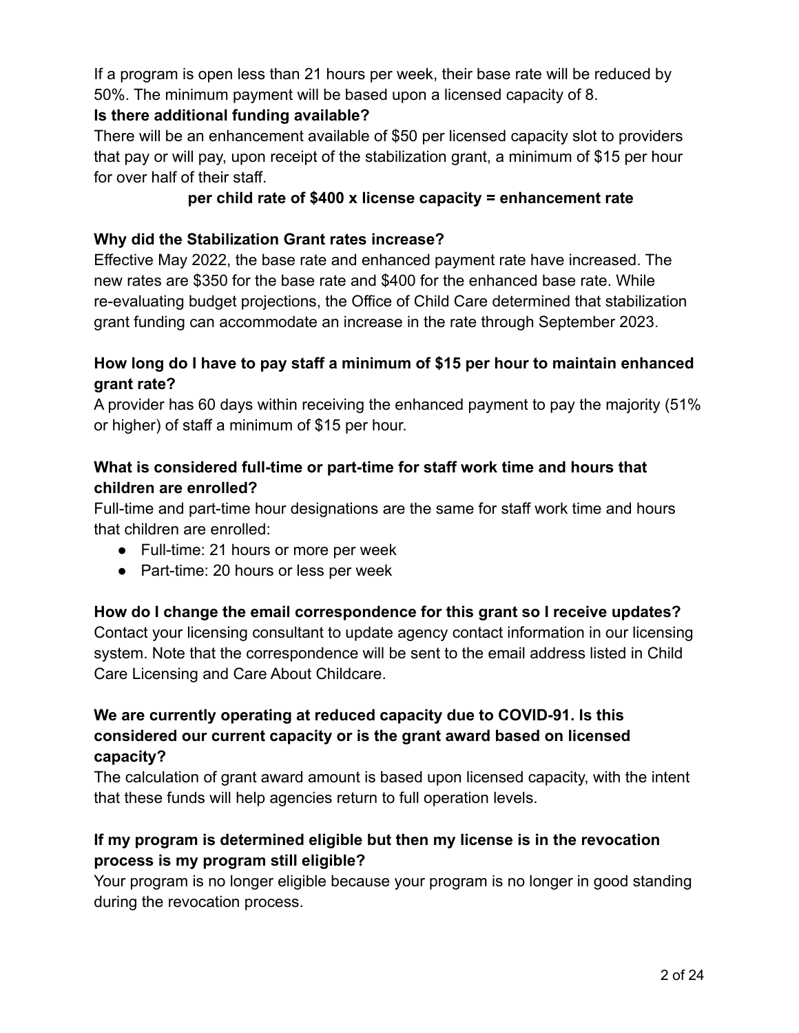If a program is open less than 21 hours per week, their base rate will be reduced by 50%. The minimum payment will be based upon a licensed capacity of 8.

**Is there additional funding available?**

There will be an enhancement available of $50 per licensed capacity slot to providers that pay or will pay, upon receipt of the stabilization grant, a minimum of $15 per hour for over half of their staff.

**per child rate of $400 x license capacity = enhancement rate**

**Why did the Stabilization Grant rates increase?**

Effective May 2022, the base rate and enhanced payment rate have increased. The new rates are $350 for the base rate and $400 for the enhanced base rate. While re-evaluating budget projections, the Office of Child Care determined that stabilization grant funding can accommodate an increase in the rate through September 2023.

**How long do I have to pay staff a minimum of $15 per hour to maintain enhanced grant rate?**

A provider has 60 days within receiving the enhanced payment to pay the majority (51% or higher) of staff a minimum of $15 per hour.

**What is considered full-time or part-time for staff work time and hours that children are enrolled?**

Full-time and part-time hour designations are the same for staff work time and hours that children are enrolled:

- Full-time: 21 hours or more per week
- Part-time: 20 hours or less per week

**How do I change the email correspondence for this grant so I receive updates?**

Contact your licensing consultant to update agency contact information in our licensing system. Note that the correspondence will be sent to the email address listed in Child Care Licensing and Care About Childcare.

**We are currently operating at reduced capacity due to COVID-91. Is this considered our current capacity or is the grant award based on licensed capacity?**

The calculation of grant award amount is based upon licensed capacity, with the intent that these funds will help agencies return to full operation levels.

**If my program is determined eligible but then my license is in the revocation process is my program still eligible?**

Your program is no longer eligible because your program is no longer in good standing during the revocation process.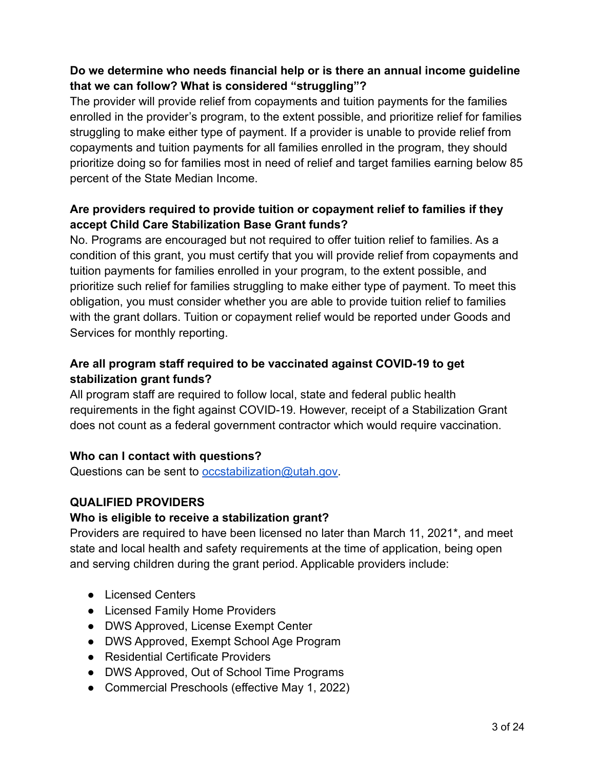**Do we determine who needs financial help or is there an annual income guideline that we can follow? What is considered "struggling"?**

The provider will provide relief from copayments and tuition payments for the families enrolled in the provider's program, to the extent possible, and prioritize relief for families struggling to make either type of payment. If a provider is unable to provide relief from copayments and tuition payments for all families enrolled in the program, they should prioritize doing so for families most in need of relief and target families earning below 85 percent of the State Median Income.

**Are providers required to provide tuition or copayment relief to families if they accept Child Care Stabilization Base Grant funds?**

No. Programs are encouraged but not required to offer tuition relief to families. As a condition of this grant, you must certify that you will provide relief from copayments and tuition payments for families enrolled in your program, to the extent possible, and prioritize such relief for families struggling to make either type of payment. To meet this obligation, you must consider whether you are able to provide tuition relief to families with the grant dollars. Tuition or copayment relief would be reported under Goods and Services for monthly reporting.

**Are all program staff required to be vaccinated against COVID-19 to get stabilization grant funds?**

All program staff are required to follow local, state and federal public health requirements in the fight against COVID-19. However, receipt of a Stabilization Grant does not count as a federal government contractor which would require vaccination.

**Who can I contact with questions?**

Questions can be sent to [occstabilization@utah.gov](mailto:occstabilization@utah.gov).

**QUALIFIED PROVIDERS**

**Who is eligible to receive a stabilization grant?**

Providers are required to have been licensed no later than March 11, 2021*, and meet state and local health and safety requirements at the time of application, being open and serving children during the grant period. Applicable providers include:

- Licensed Centers
- Licensed Family Home Providers
- DWS Approved, License Exempt Center
- DWS Approved, Exempt School Age Program
- Residential Certificate Providers
- DWS Approved, Out of School Time Programs
- Commercial Preschools (effective May 1, 2022)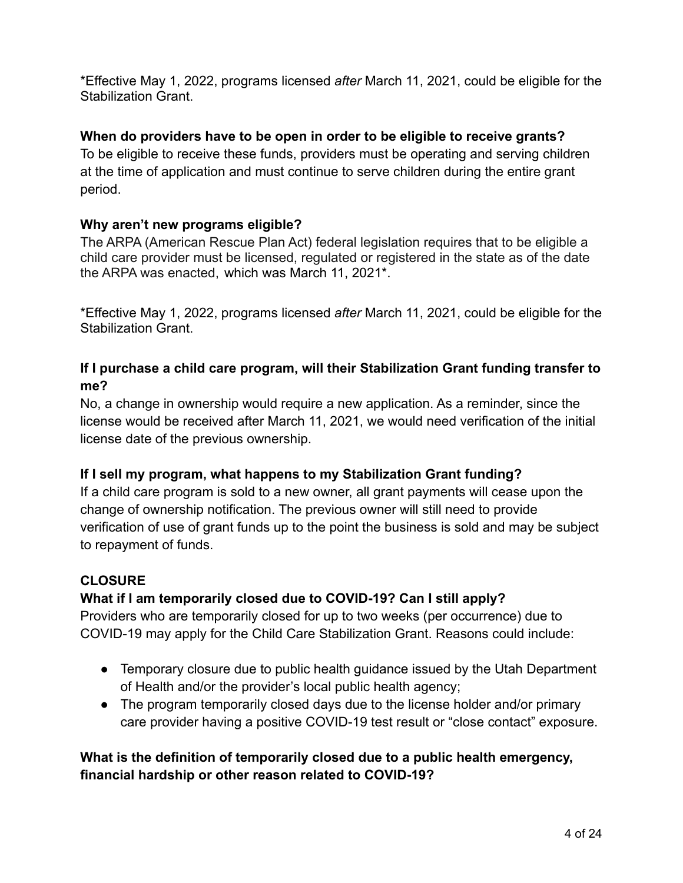*Effective May 1, 2022, programs licensed *after* March 11, 2021, could be eligible for the Stabilization Grant.

**When do providers have to be open in order to be eligible to receive grants?**

To be eligible to receive these funds, providers must be operating and serving children at the time of application and must continue to serve children during the entire grant period.

**Why aren't new programs eligible?**

The ARPA (American Rescue Plan Act) federal legislation requires that to be eligible a child care provider must be licensed, regulated or registered in the state as of the date the ARPA was enacted, which was March 11, 2021*.

*Effective May 1, 2022, programs licensed *after* March 11, 2021, could be eligible for the Stabilization Grant.

**If I purchase a child care program, will their Stabilization Grant funding transfer to me?**

No, a change in ownership would require a new application. As a reminder, since the license would be received after March 11, 2021, we would need verification of the initial license date of the previous ownership.

**If I sell my program, what happens to my Stabilization Grant funding?**

If a child care program is sold to a new owner, all grant payments will cease upon the change of ownership notification. The previous owner will still need to provide verification of use of grant funds up to the point the business is sold and may be subject to repayment of funds.

## CLOSURE

**What if I am temporarily closed due to COVID-19? Can I still apply?**

Providers who are temporarily closed for up to two weeks (per occurrence) due to COVID-19 may apply for the Child Care Stabilization Grant. Reasons could include:

- Temporary closure due to public health guidance issued by the Utah Department of Health and/or the provider's local public health agency;
- The program temporarily closed days due to the license holder and/or primary care provider having a positive COVID-19 test result or "close contact" exposure.

**What is the definition of temporarily closed due to a public health emergency, financial hardship or other reason related to COVID-19?**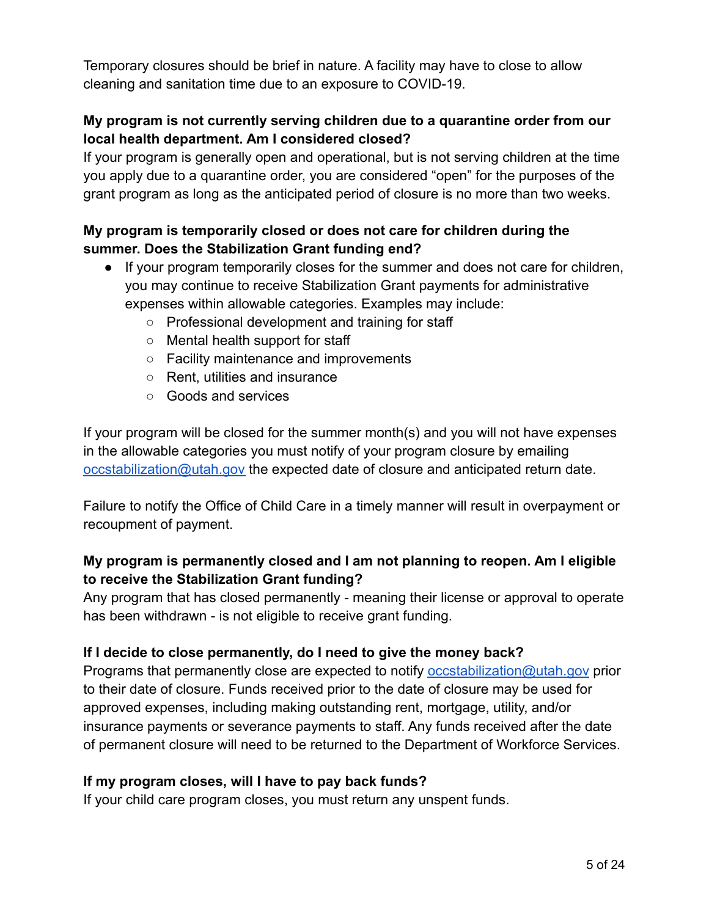Temporary closures should be brief in nature. A facility may have to close to allow cleaning and sanitation time due to an exposure to COVID-19.

**My program is not currently serving children due to a quarantine order from our local health department. Am I considered closed?**

If your program is generally open and operational, but is not serving children at the time you apply due to a quarantine order, you are considered "open" for the purposes of the grant program as long as the anticipated period of closure is no more than two weeks.

**My program is temporarily closed or does not care for children during the summer. Does the Stabilization Grant funding end?**

- If your program temporarily closes for the summer and does not care for children, you may continue to receive Stabilization Grant payments for administrative expenses within allowable categories. Examples may include:
  - Professional development and training for staff
  - Mental health support for staff
  - Facility maintenance and improvements
  - Rent, utilities and insurance
  - Goods and services

If your program will be closed for the summer month(s) and you will not have expenses in the allowable categories you must notify of your program closure by emailing occstabilization@utah.gov the expected date of closure and anticipated return date.

Failure to notify the Office of Child Care in a timely manner will result in overpayment or recoupment of payment.

**My program is permanently closed and I am not planning to reopen. Am I eligible to receive the Stabilization Grant funding?**

Any program that has closed permanently - meaning their license or approval to operate has been withdrawn - is not eligible to receive grant funding.

**If I decide to close permanently, do I need to give the money back?**

Programs that permanently close are expected to notify occstabilization@utah.gov prior to their date of closure. Funds received prior to the date of closure may be used for approved expenses, including making outstanding rent, mortgage, utility, and/or insurance payments or severance payments to staff. Any funds received after the date of permanent closure will need to be returned to the Department of Workforce Services.

**If my program closes, will I have to pay back funds?**

If your child care program closes, you must return any unspent funds.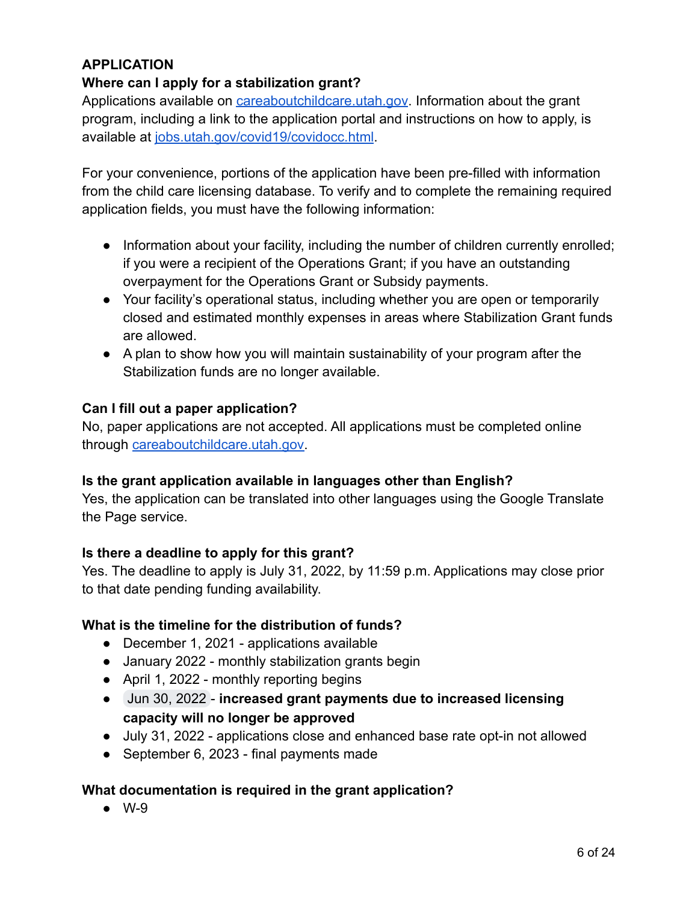## APPLICATION

### Where can I apply for a stabilization grant?

Applications available on [careaboutchildcare.utah.gov](careaboutchildcare.utah.gov). Information about the grant program, including a link to the application portal and instructions on how to apply, is available at [jobs.utah.gov/covid19/covidocc.html](jobs.utah.gov/covid19/covidocc.html).

For your convenience, portions of the application have been pre-filled with information from the child care licensing database. To verify and to complete the remaining required application fields, you must have the following information:

- Information about your facility, including the number of children currently enrolled; if you were a recipient of the Operations Grant; if you have an outstanding overpayment for the Operations Grant or Subsidy payments.
- Your facility's operational status, including whether you are open or temporarily closed and estimated monthly expenses in areas where Stabilization Grant funds are allowed.
- A plan to show how you will maintain sustainability of your program after the Stabilization funds are no longer available.

### Can I fill out a paper application?

No, paper applications are not accepted. All applications must be completed online through [careaboutchildcare.utah.gov](careaboutchildcare.utah.gov).

### Is the grant application available in languages other than English?

Yes, the application can be translated into other languages using the Google Translate the Page service.

### Is there a deadline to apply for this grant?

Yes. The deadline to apply is July 31, 2022, by 11:59 p.m. Applications may close prior to that date pending funding availability.

### What is the timeline for the distribution of funds?

- December 1, 2021 - applications available
- January 2022 - monthly stabilization grants begin
- April 1, 2022 - monthly reporting begins
- Jun 30, 2022 - **increased grant payments due to increased licensing capacity will no longer be approved**
- July 31, 2022 - applications close and enhanced base rate opt-in not allowed
- September 6, 2023 - final payments made

### What documentation is required in the grant application?

- W-9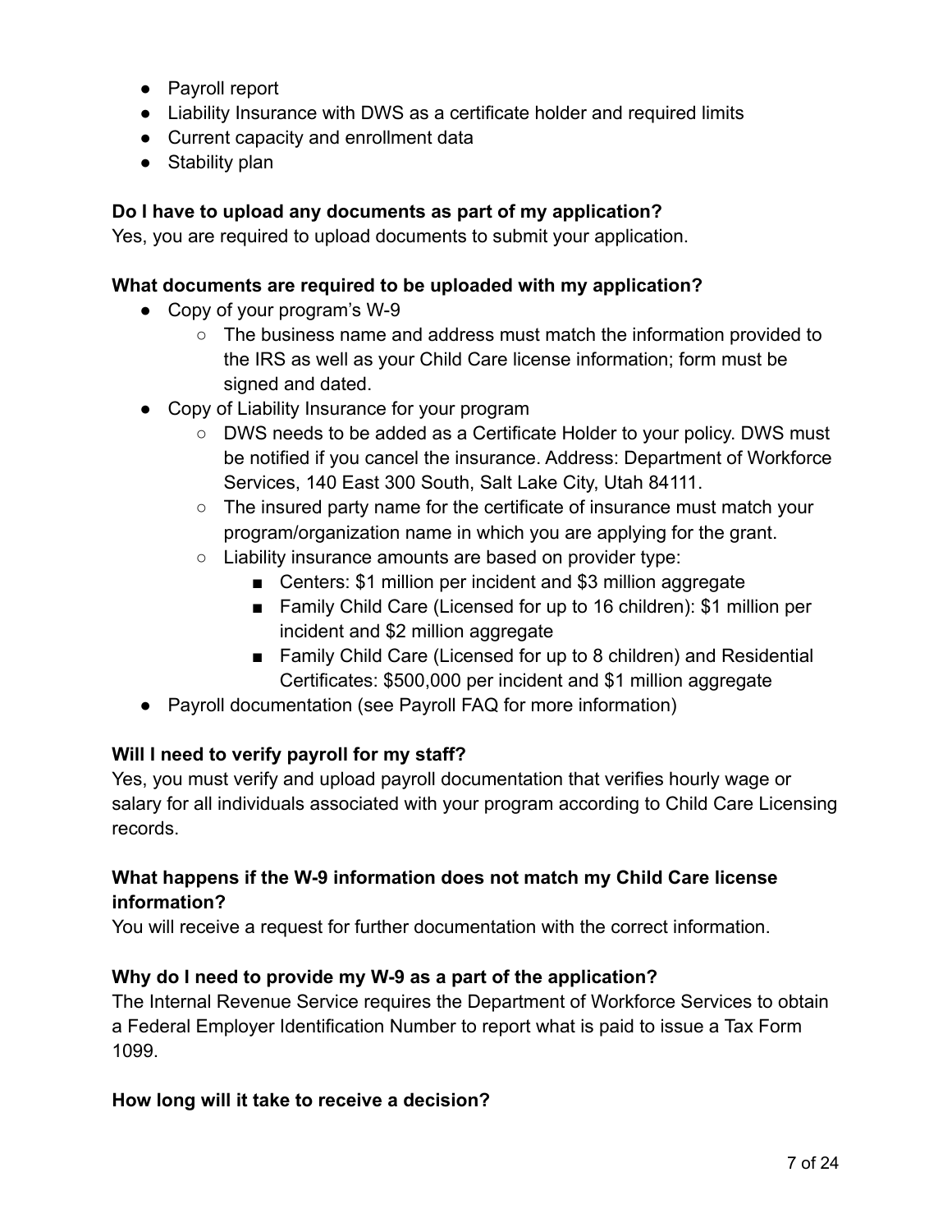- Payroll report
- Liability Insurance with DWS as a certificate holder and required limits
- Current capacity and enrollment data
- Stability plan

**Do I have to upload any documents as part of my application?**
Yes, you are required to upload documents to submit your application.

**What documents are required to be uploaded with my application?**

- Copy of your program's W-9
  - The business name and address must match the information provided to the IRS as well as your Child Care license information; form must be signed and dated.
- Copy of Liability Insurance for your program
  - DWS needs to be added as a Certificate Holder to your policy. DWS must be notified if you cancel the insurance. Address: Department of Workforce Services, 140 East 300 South, Salt Lake City, Utah 84111.
  - The insured party name for the certificate of insurance must match your program/organization name in which you are applying for the grant.
  - Liability insurance amounts are based on provider type:
    - Centers: $1 million per incident and $3 million aggregate
    - Family Child Care (Licensed for up to 16 children): $1 million per incident and $2 million aggregate
    - Family Child Care (Licensed for up to 8 children) and Residential Certificates: $500,000 per incident and $1 million aggregate
- Payroll documentation (see Payroll FAQ for more information)

**Will I need to verify payroll for my staff?**
Yes, you must verify and upload payroll documentation that verifies hourly wage or salary for all individuals associated with your program according to Child Care Licensing records.

**What happens if the W-9 information does not match my Child Care license information?**
You will receive a request for further documentation with the correct information.

**Why do I need to provide my W-9 as a part of the application?**
The Internal Revenue Service requires the Department of Workforce Services to obtain a Federal Employer Identification Number to report what is paid to issue a Tax Form 1099.

**How long will it take to receive a decision?**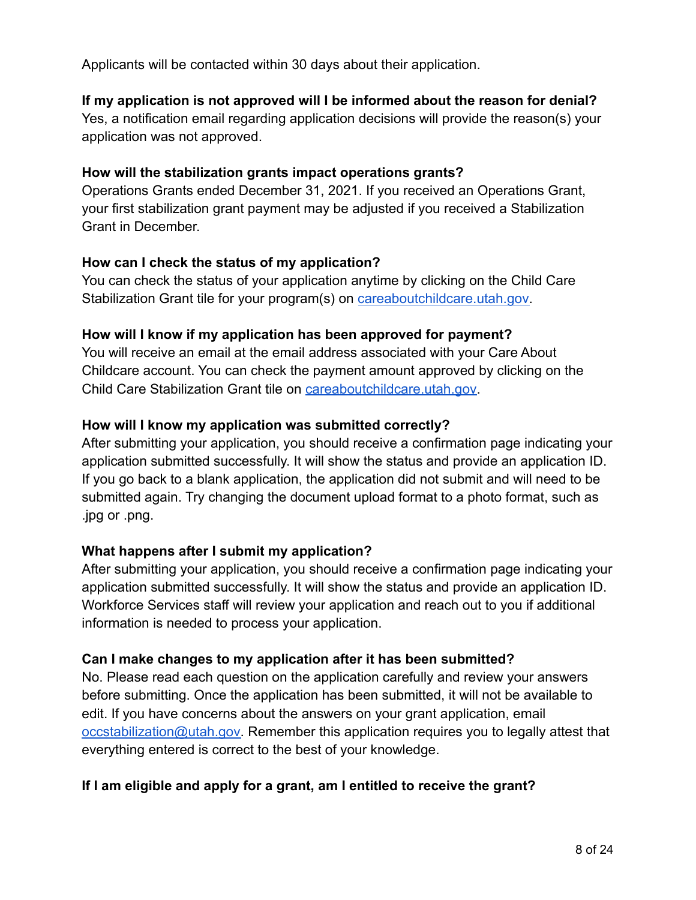Applicants will be contacted within 30 days about their application.

**If my application is not approved will I be informed about the reason for denial?**
Yes, a notification email regarding application decisions will provide the reason(s) your application was not approved.

**How will the stabilization grants impact operations grants?**
Operations Grants ended December 31, 2021. If you received an Operations Grant, your first stabilization grant payment may be adjusted if you received a Stabilization Grant in December.

**How can I check the status of my application?**
You can check the status of your application anytime by clicking on the Child Care Stabilization Grant tile for your program(s) on [careaboutchildcare.utah.gov](careaboutchildcare.utah.gov).

**How will I know if my application has been approved for payment?**
You will receive an email at the email address associated with your Care About Childcare account. You can check the payment amount approved by clicking on the Child Care Stabilization Grant tile on [careaboutchildcare.utah.gov](careaboutchildcare.utah.gov).

**How will I know my application was submitted correctly?**
After submitting your application, you should receive a confirmation page indicating your application submitted successfully. It will show the status and provide an application ID. If you go back to a blank application, the application did not submit and will need to be submitted again. Try changing the document upload format to a photo format, such as .jpg or .png.

**What happens after I submit my application?**
After submitting your application, you should receive a confirmation page indicating your application submitted successfully. It will show the status and provide an application ID. Workforce Services staff will review your application and reach out to you if additional information is needed to process your application.

**Can I make changes to my application after it has been submitted?**
No. Please read each question on the application carefully and review your answers before submitting. Once the application has been submitted, it will not be available to edit. If you have concerns about the answers on your grant application, email [occstabilization@utah.gov](mailto:occstabilization@utah.gov). Remember this application requires you to legally attest that everything entered is correct to the best of your knowledge.

**If I am eligible and apply for a grant, am I entitled to receive the grant?**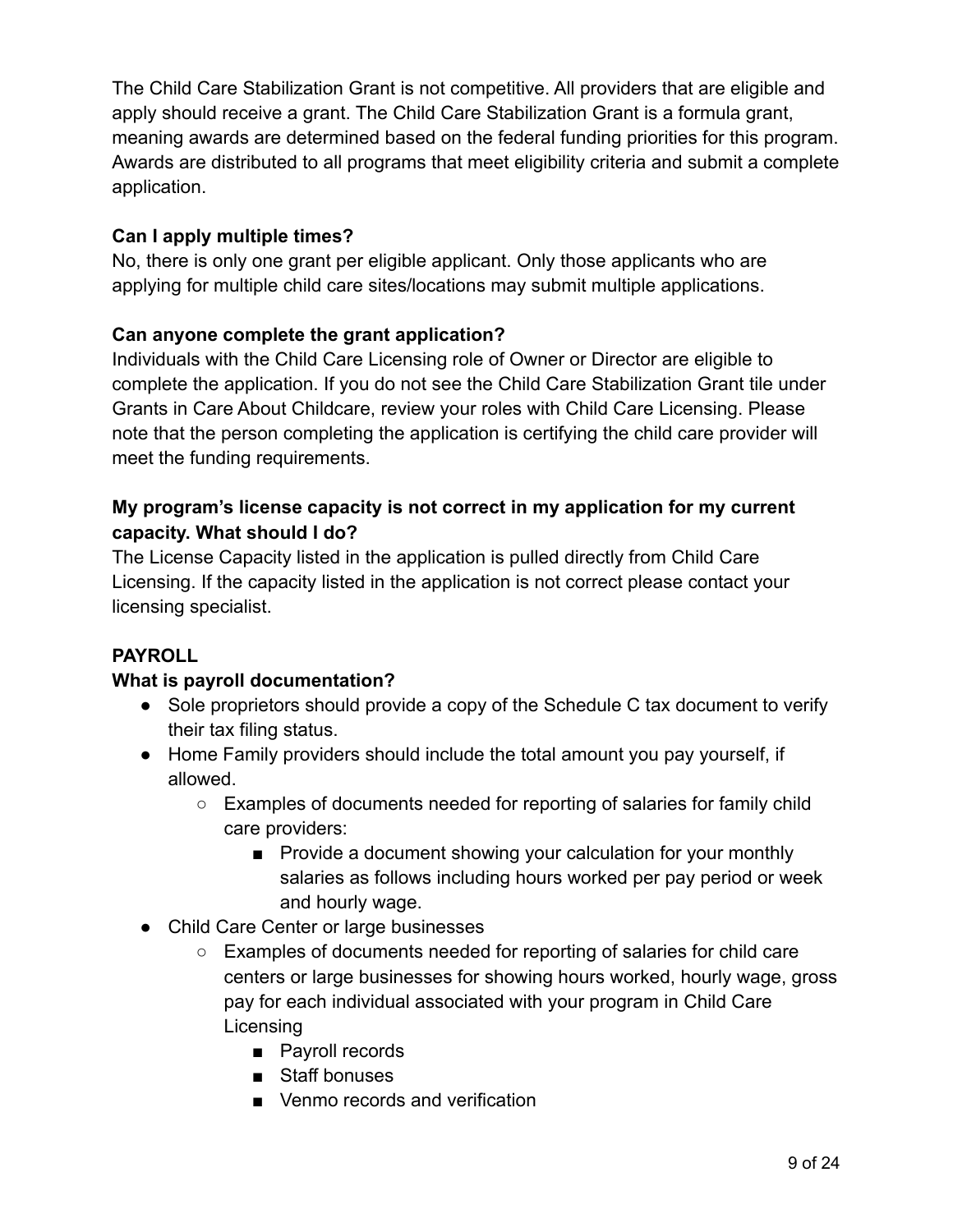The Child Care Stabilization Grant is not competitive. All providers that are eligible and apply should receive a grant. The Child Care Stabilization Grant is a formula grant, meaning awards are determined based on the federal funding priorities for this program. Awards are distributed to all programs that meet eligibility criteria and submit a complete application.

**Can I apply multiple times?**
No, there is only one grant per eligible applicant. Only those applicants who are applying for multiple child care sites/locations may submit multiple applications.

**Can anyone complete the grant application?**
Individuals with the Child Care Licensing role of Owner or Director are eligible to complete the application. If you do not see the Child Care Stabilization Grant tile under Grants in Care About Childcare, review your roles with Child Care Licensing. Please note that the person completing the application is certifying the child care provider will meet the funding requirements.

**My program's license capacity is not correct in my application for my current capacity. What should I do?**
The License Capacity listed in the application is pulled directly from Child Care Licensing. If the capacity listed in the application is not correct please contact your licensing specialist.

**PAYROLL**

**What is payroll documentation?**

- Sole proprietors should provide a copy of the Schedule C tax document to verify their tax filing status.
- Home Family providers should include the total amount you pay yourself, if allowed.
    - Examples of documents needed for reporting of salaries for family child care providers:
        - Provide a document showing your calculation for your monthly salaries as follows including hours worked per pay period or week and hourly wage.
- Child Care Center or large businesses
    - Examples of documents needed for reporting of salaries for child care centers or large businesses for showing hours worked, hourly wage, gross pay for each individual associated with your program in Child Care Licensing
        - Payroll records
        - Staff bonuses
        - Venmo records and verification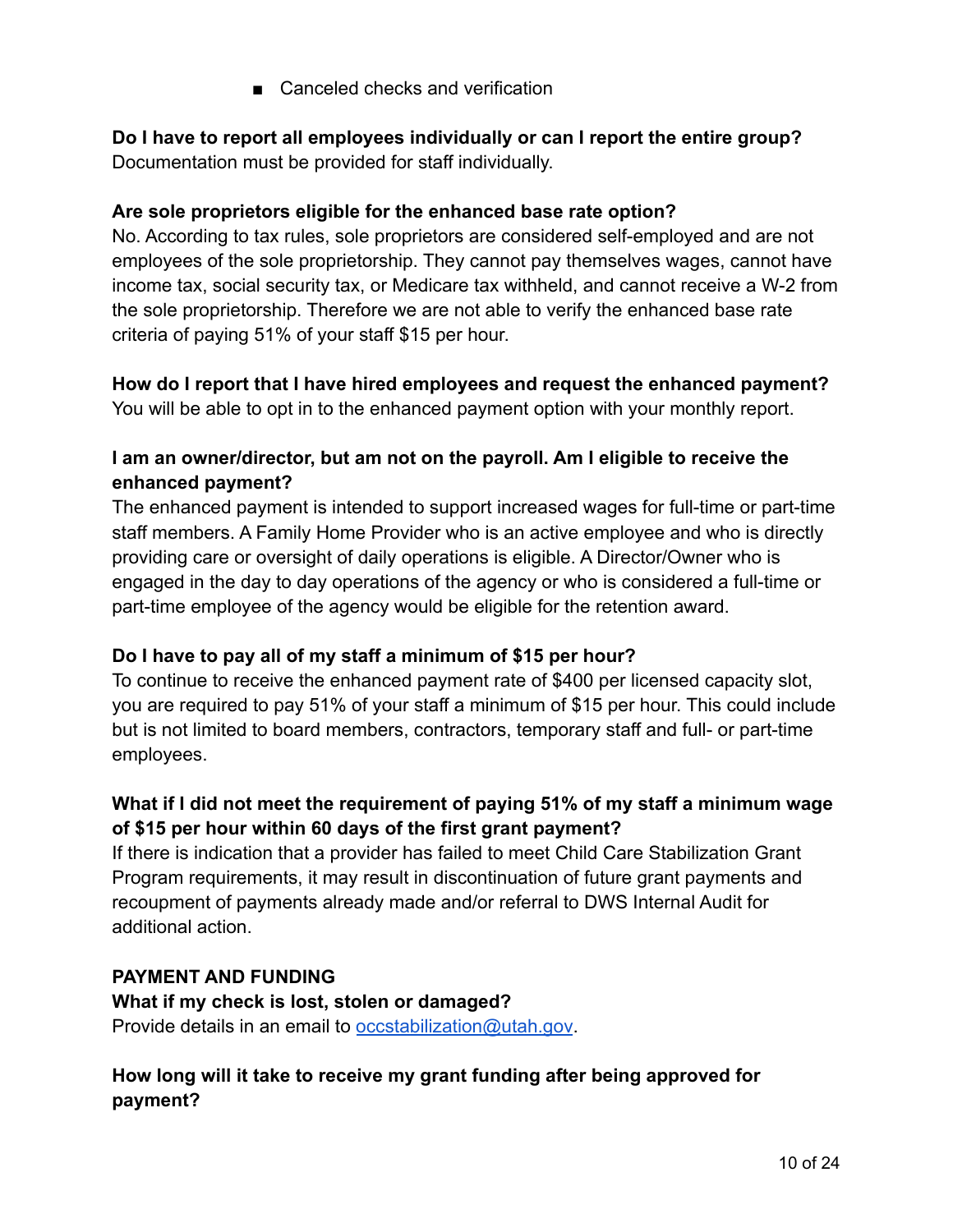- Canceled checks and verification

**Do I have to report all employees individually or can I report the entire group?**
Documentation must be provided for staff individually.

**Are sole proprietors eligible for the enhanced base rate option?**
No. According to tax rules, sole proprietors are considered self-employed and are not employees of the sole proprietorship. They cannot pay themselves wages, cannot have income tax, social security tax, or Medicare tax withheld, and cannot receive a W-2 from the sole proprietorship. Therefore we are not able to verify the enhanced base rate criteria of paying 51% of your staff $15 per hour.

**How do I report that I have hired employees and request the enhanced payment?**
You will be able to opt in to the enhanced payment option with your monthly report.

**I am an owner/director, but am not on the payroll. Am I eligible to receive the enhanced payment?**
The enhanced payment is intended to support increased wages for full-time or part-time staff members. A Family Home Provider who is an active employee and who is directly providing care or oversight of daily operations is eligible. A Director/Owner who is engaged in the day to day operations of the agency or who is considered a full-time or part-time employee of the agency would be eligible for the retention award.

**Do I have to pay all of my staff a minimum of $15 per hour?**
To continue to receive the enhanced payment rate of $400 per licensed capacity slot, you are required to pay 51% of your staff a minimum of $15 per hour. This could include but is not limited to board members, contractors, temporary staff and full- or part-time employees.

**What if I did not meet the requirement of paying 51% of my staff a minimum wage of $15 per hour within 60 days of the first grant payment?**
If there is indication that a provider has failed to meet Child Care Stabilization Grant Program requirements, it may result in discontinuation of future grant payments and recoupment of payments already made and/or referral to DWS Internal Audit for additional action.

**PAYMENT AND FUNDING**

**What if my check is lost, stolen or damaged?**
Provide details in an email to occstabilization@utah.gov.

**How long will it take to receive my grant funding after being approved for payment?**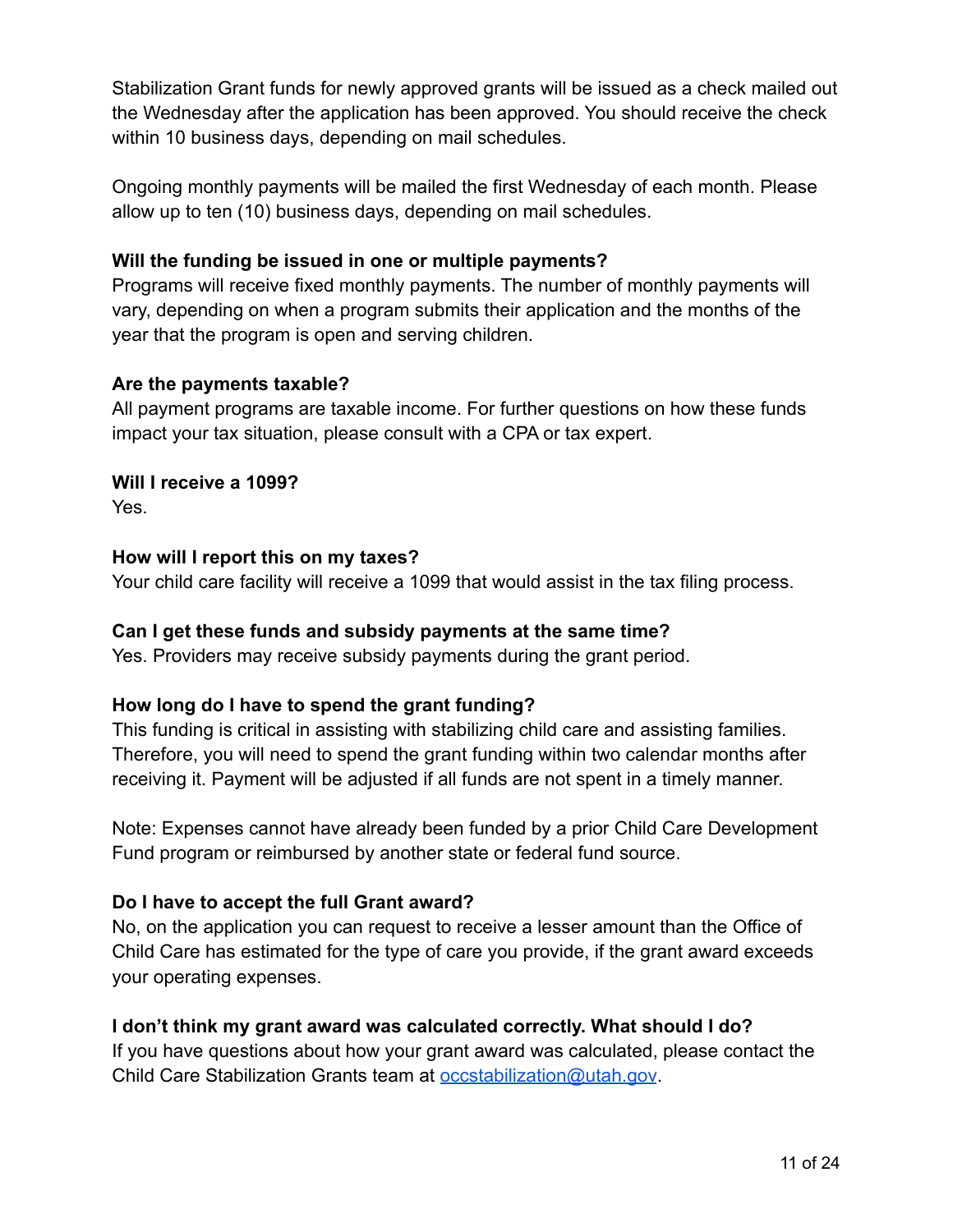Stabilization Grant funds for newly approved grants will be issued as a check mailed out the Wednesday after the application has been approved. You should receive the check within 10 business days, depending on mail schedules.

Ongoing monthly payments will be mailed the first Wednesday of each month. Please allow up to ten (10) business days, depending on mail schedules.

**Will the funding be issued in one or multiple payments?**
Programs will receive fixed monthly payments. The number of monthly payments will vary, depending on when a program submits their application and the months of the year that the program is open and serving children.

**Are the payments taxable?**
All payment programs are taxable income. For further questions on how these funds impact your tax situation, please consult with a CPA or tax expert.

**Will I receive a 1099?**
Yes.

**How will I report this on my taxes?**
Your child care facility will receive a 1099 that would assist in the tax filing process.

**Can I get these funds and subsidy payments at the same time?**
Yes. Providers may receive subsidy payments during the grant period.

**How long do I have to spend the grant funding?**
This funding is critical in assisting with stabilizing child care and assisting families. Therefore, you will need to spend the grant funding within two calendar months after receiving it. Payment will be adjusted if all funds are not spent in a timely manner.

Note: Expenses cannot have already been funded by a prior Child Care Development Fund program or reimbursed by another state or federal fund source.

**Do I have to accept the full Grant award?**
No, on the application you can request to receive a lesser amount than the Office of Child Care has estimated for the type of care you provide, if the grant award exceeds your operating expenses.

**I don't think my grant award was calculated correctly. What should I do?**
If you have questions about how your grant award was calculated, please contact the Child Care Stabilization Grants team at [occstabilization@utah.gov](mailto:occstabilization@utah.gov).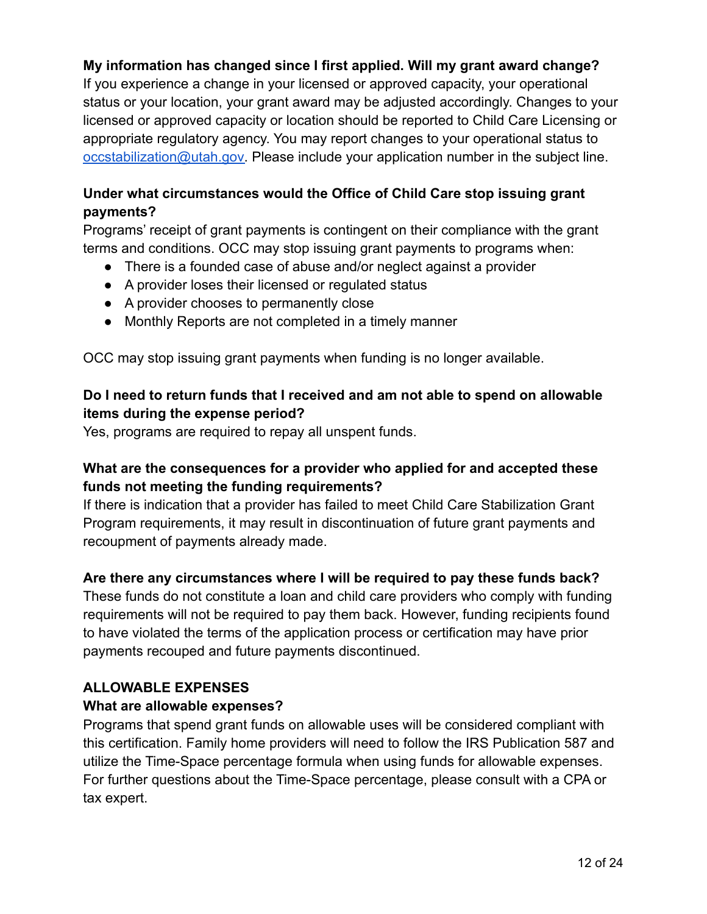**My information has changed since I first applied. Will my grant award change?**
If you experience a change in your licensed or approved capacity, your operational status or your location, your grant award may be adjusted accordingly. Changes to your licensed or approved capacity or location should be reported to Child Care Licensing or appropriate regulatory agency. You may report changes to your operational status to occstabilization@utah.gov. Please include your application number in the subject line.

**Under what circumstances would the Office of Child Care stop issuing grant payments?**
Programs' receipt of grant payments is contingent on their compliance with the grant terms and conditions. OCC may stop issuing grant payments to programs when:

- There is a founded case of abuse and/or neglect against a provider
- A provider loses their licensed or regulated status
- A provider chooses to permanently close
- Monthly Reports are not completed in a timely manner

OCC may stop issuing grant payments when funding is no longer available.

**Do I need to return funds that I received and am not able to spend on allowable items during the expense period?**
Yes, programs are required to repay all unspent funds.

**What are the consequences for a provider who applied for and accepted these funds not meeting the funding requirements?**
If there is indication that a provider has failed to meet Child Care Stabilization Grant Program requirements, it may result in discontinuation of future grant payments and recoupment of payments already made.

**Are there any circumstances where I will be required to pay these funds back?**
These funds do not constitute a loan and child care providers who comply with funding requirements will not be required to pay them back. However, funding recipients found to have violated the terms of the application process or certification may have prior payments recouped and future payments discontinued.

## ALLOWABLE EXPENSES

**What are allowable expenses?**
Programs that spend grant funds on allowable uses will be considered compliant with this certification. Family home providers will need to follow the IRS Publication 587 and utilize the Time-Space percentage formula when using funds for allowable expenses. For further questions about the Time-Space percentage, please consult with a CPA or tax expert.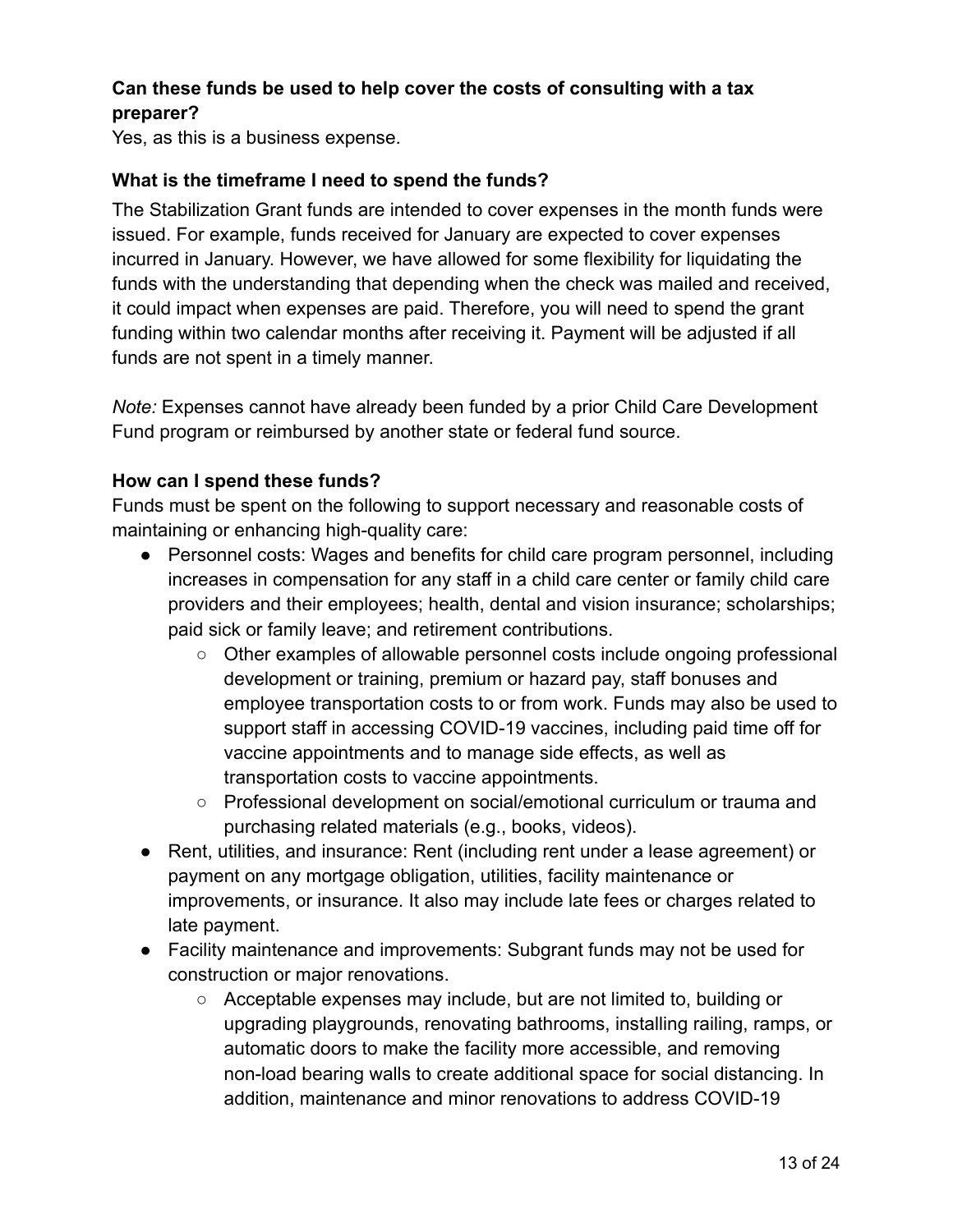**Can these funds be used to help cover the costs of consulting with a tax preparer?**

Yes, as this is a business expense.

**What is the timeframe I need to spend the funds?**

The Stabilization Grant funds are intended to cover expenses in the month funds were issued. For example, funds received for January are expected to cover expenses incurred in January. However, we have allowed for some flexibility for liquidating the funds with the understanding that depending when the check was mailed and received, it could impact when expenses are paid. Therefore, you will need to spend the grant funding within two calendar months after receiving it. Payment will be adjusted if all funds are not spent in a timely manner.

*Note:* Expenses cannot have already been funded by a prior Child Care Development Fund program or reimbursed by another state or federal fund source.

**How can I spend these funds?**

Funds must be spent on the following to support necessary and reasonable costs of maintaining or enhancing high-quality care:

- Personnel costs: Wages and benefits for child care program personnel, including increases in compensation for any staff in a child care center or family child care providers and their employees; health, dental and vision insurance; scholarships; paid sick or family leave; and retirement contributions.
    - Other examples of allowable personnel costs include ongoing professional development or training, premium or hazard pay, staff bonuses and employee transportation costs to or from work. Funds may also be used to support staff in accessing COVID-19 vaccines, including paid time off for vaccine appointments and to manage side effects, as well as transportation costs to vaccine appointments.
    - Professional development on social/emotional curriculum or trauma and purchasing related materials (e.g., books, videos).
- Rent, utilities, and insurance: Rent (including rent under a lease agreement) or payment on any mortgage obligation, utilities, facility maintenance or improvements, or insurance. It also may include late fees or charges related to late payment.
- Facility maintenance and improvements: Subgrant funds may not be used for construction or major renovations.
    - Acceptable expenses may include, but are not limited to, building or upgrading playgrounds, renovating bathrooms, installing railing, ramps, or automatic doors to make the facility more accessible, and removing non-load bearing walls to create additional space for social distancing. In addition, maintenance and minor renovations to address COVID-19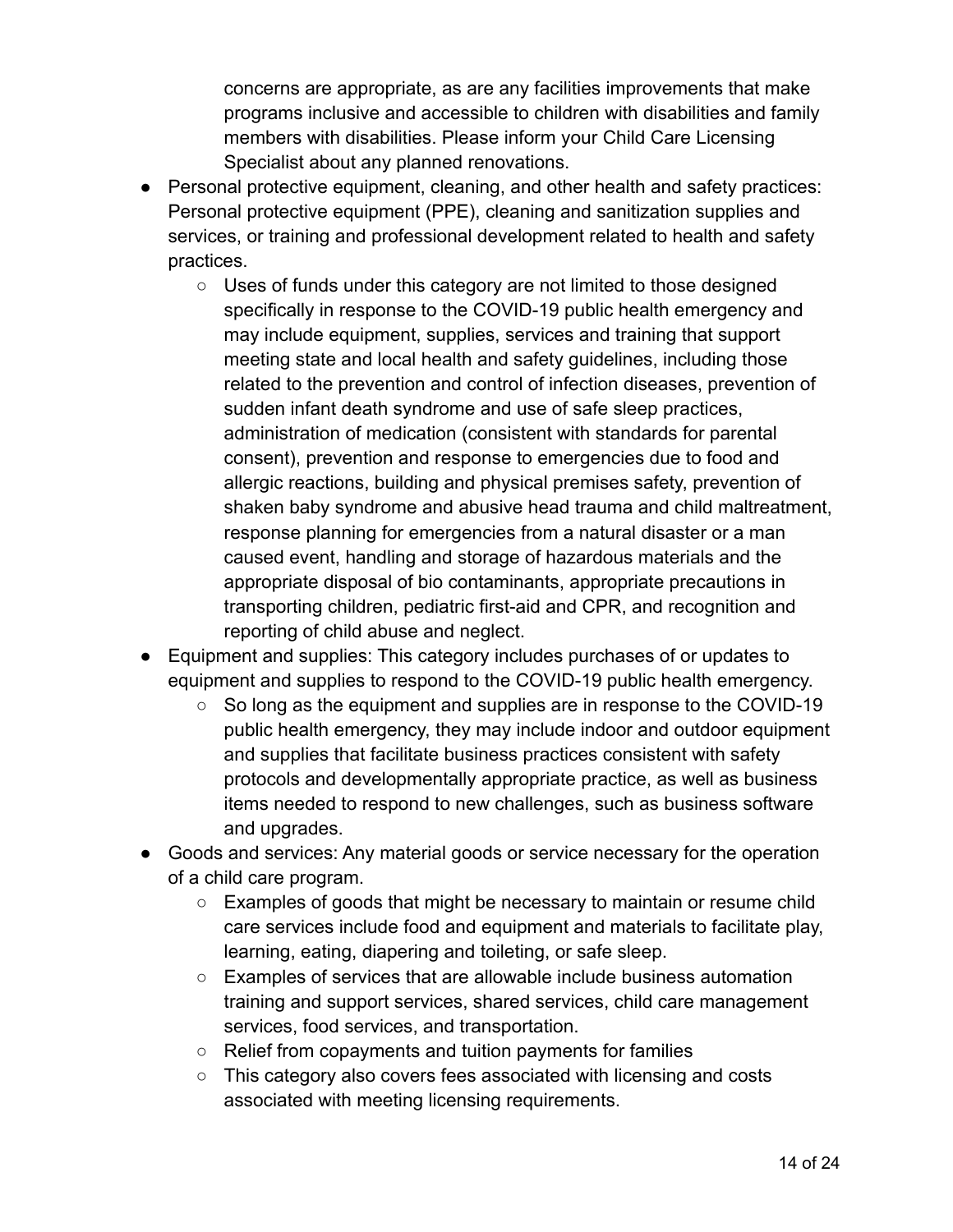concerns are appropriate, as are any facilities improvements that make programs inclusive and accessible to children with disabilities and family members with disabilities. Please inform your Child Care Licensing Specialist about any planned renovations.

- Personal protective equipment, cleaning, and other health and safety practices: Personal protective equipment (PPE), cleaning and sanitization supplies and services, or training and professional development related to health and safety practices.
    - Uses of funds under this category are not limited to those designed specifically in response to the COVID-19 public health emergency and may include equipment, supplies, services and training that support meeting state and local health and safety guidelines, including those related to the prevention and control of infection diseases, prevention of sudden infant death syndrome and use of safe sleep practices, administration of medication (consistent with standards for parental consent), prevention and response to emergencies due to food and allergic reactions, building and physical premises safety, prevention of shaken baby syndrome and abusive head trauma and child maltreatment, response planning for emergencies from a natural disaster or a man caused event, handling and storage of hazardous materials and the appropriate disposal of bio contaminants, appropriate precautions in transporting children, pediatric first-aid and CPR, and recognition and reporting of child abuse and neglect.
- Equipment and supplies: This category includes purchases of or updates to equipment and supplies to respond to the COVID-19 public health emergency.
    - So long as the equipment and supplies are in response to the COVID-19 public health emergency, they may include indoor and outdoor equipment and supplies that facilitate business practices consistent with safety protocols and developmentally appropriate practice, as well as business items needed to respond to new challenges, such as business software and upgrades.
- Goods and services: Any material goods or service necessary for the operation of a child care program.
    - Examples of goods that might be necessary to maintain or resume child care services include food and equipment and materials to facilitate play, learning, eating, diapering and toileting, or safe sleep.
    - Examples of services that are allowable include business automation training and support services, shared services, child care management services, food services, and transportation.
    - Relief from copayments and tuition payments for families
    - This category also covers fees associated with licensing and costs associated with meeting licensing requirements.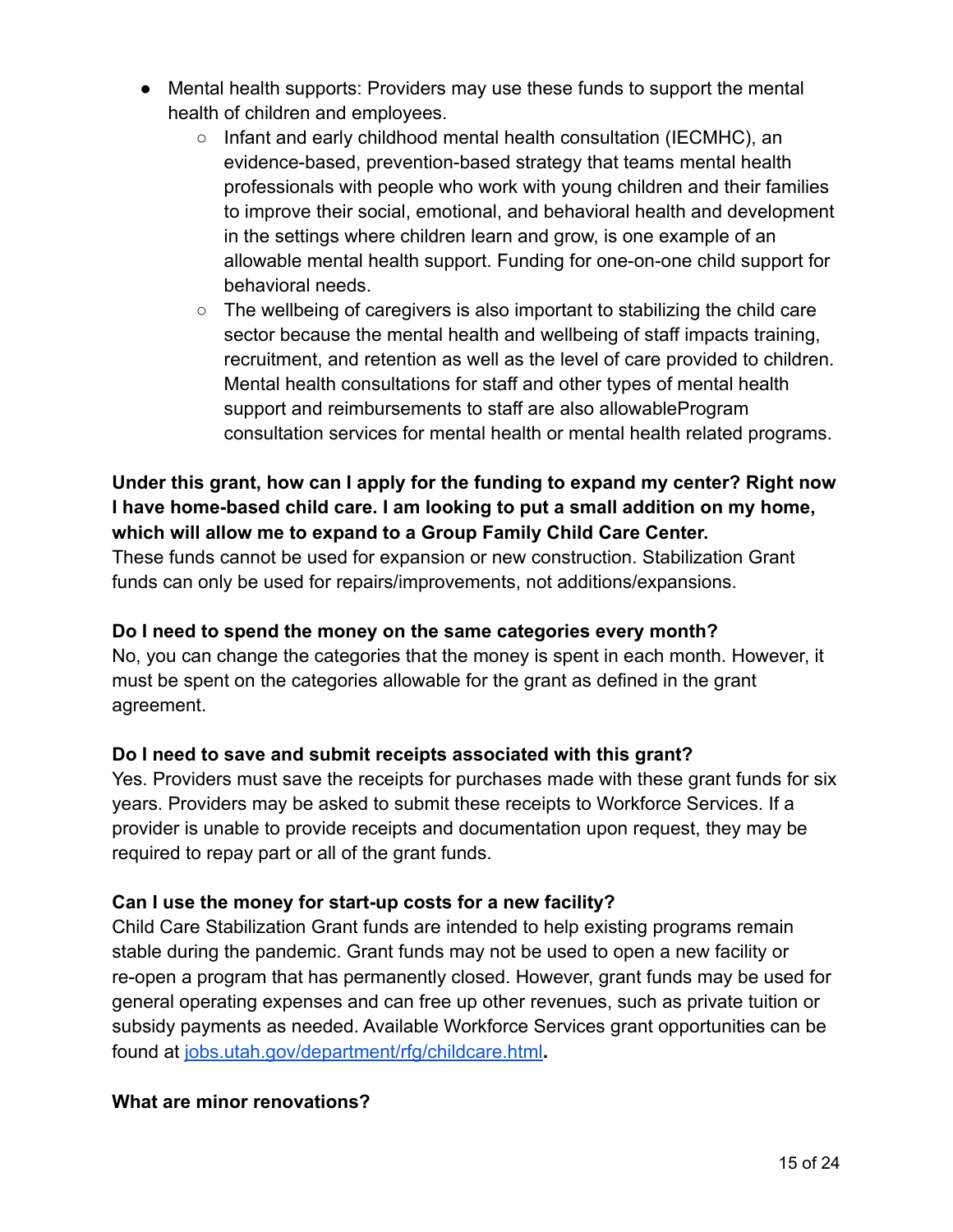- Mental health supports: Providers may use these funds to support the mental health of children and employees.
    - Infant and early childhood mental health consultation (IECMHC), an evidence-based, prevention-based strategy that teams mental health professionals with people who work with young children and their families to improve their social, emotional, and behavioral health and development in the settings where children learn and grow, is one example of an allowable mental health support. Funding for one-on-one child support for behavioral needs.
    - The wellbeing of caregivers is also important to stabilizing the child care sector because the mental health and wellbeing of staff impacts training, recruitment, and retention as well as the level of care provided to children. Mental health consultations for staff and other types of mental health support and reimbursements to staff are also allowableProgram consultation services for mental health or mental health related programs.

**Under this grant, how can I apply for the funding to expand my center? Right now I have home-based child care. I am looking to put a small addition on my home, which will allow me to expand to a Group Family Child Care Center.**
These funds cannot be used for expansion or new construction. Stabilization Grant funds can only be used for repairs/improvements, not additions/expansions.

**Do I need to spend the money on the same categories every month?**
No, you can change the categories that the money is spent in each month. However, it must be spent on the categories allowable for the grant as defined in the grant agreement.

**Do I need to save and submit receipts associated with this grant?**
Yes. Providers must save the receipts for purchases made with these grant funds for six years. Providers may be asked to submit these receipts to Workforce Services. If a provider is unable to provide receipts and documentation upon request, they may be required to repay part or all of the grant funds.

**Can I use the money for start-up costs for a new facility?**
Child Care Stabilization Grant funds are intended to help existing programs remain stable during the pandemic. Grant funds may not be used to open a new facility or re-open a program that has permanently closed. However, grant funds may be used for general operating expenses and can free up other revenues, such as private tuition or subsidy payments as needed. Available Workforce Services grant opportunities can be found at [jobs.utah.gov/department/rfg/childcare.html](jobs.utah.gov/department/rfg/childcare.html)**.**

**What are minor renovations?**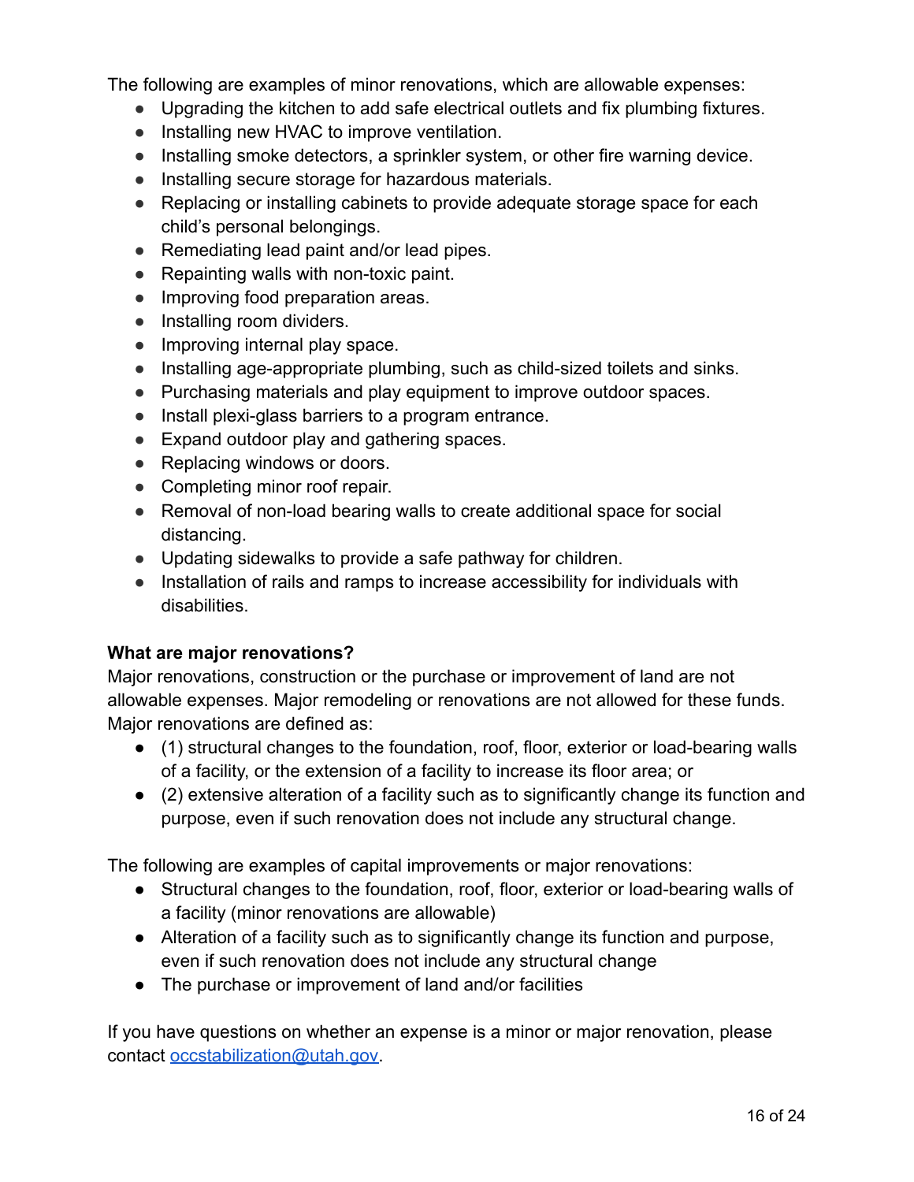The following are examples of minor renovations, which are allowable expenses:

- Upgrading the kitchen to add safe electrical outlets and fix plumbing fixtures.
- Installing new HVAC to improve ventilation.
- Installing smoke detectors, a sprinkler system, or other fire warning device.
- Installing secure storage for hazardous materials.
- Replacing or installing cabinets to provide adequate storage space for each child's personal belongings.
- Remediating lead paint and/or lead pipes.
- Repainting walls with non-toxic paint.
- Improving food preparation areas.
- Installing room dividers.
- Improving internal play space.
- Installing age-appropriate plumbing, such as child-sized toilets and sinks.
- Purchasing materials and play equipment to improve outdoor spaces.
- Install plexi-glass barriers to a program entrance.
- Expand outdoor play and gathering spaces.
- Replacing windows or doors.
- Completing minor roof repair.
- Removal of non-load bearing walls to create additional space for social distancing.
- Updating sidewalks to provide a safe pathway for children.
- Installation of rails and ramps to increase accessibility for individuals with disabilities.

**What are major renovations?**

Major renovations, construction or the purchase or improvement of land are not allowable expenses. Major remodeling or renovations are not allowed for these funds. Major renovations are defined as:

- (1) structural changes to the foundation, roof, floor, exterior or load-bearing walls of a facility, or the extension of a facility to increase its floor area; or
- (2) extensive alteration of a facility such as to significantly change its function and purpose, even if such renovation does not include any structural change.

The following are examples of capital improvements or major renovations:

- Structural changes to the foundation, roof, floor, exterior or load-bearing walls of a facility (minor renovations are allowable)
- Alteration of a facility such as to significantly change its function and purpose, even if such renovation does not include any structural change
- The purchase or improvement of land and/or facilities

If you have questions on whether an expense is a minor or major renovation, please contact occstabilization@utah.gov.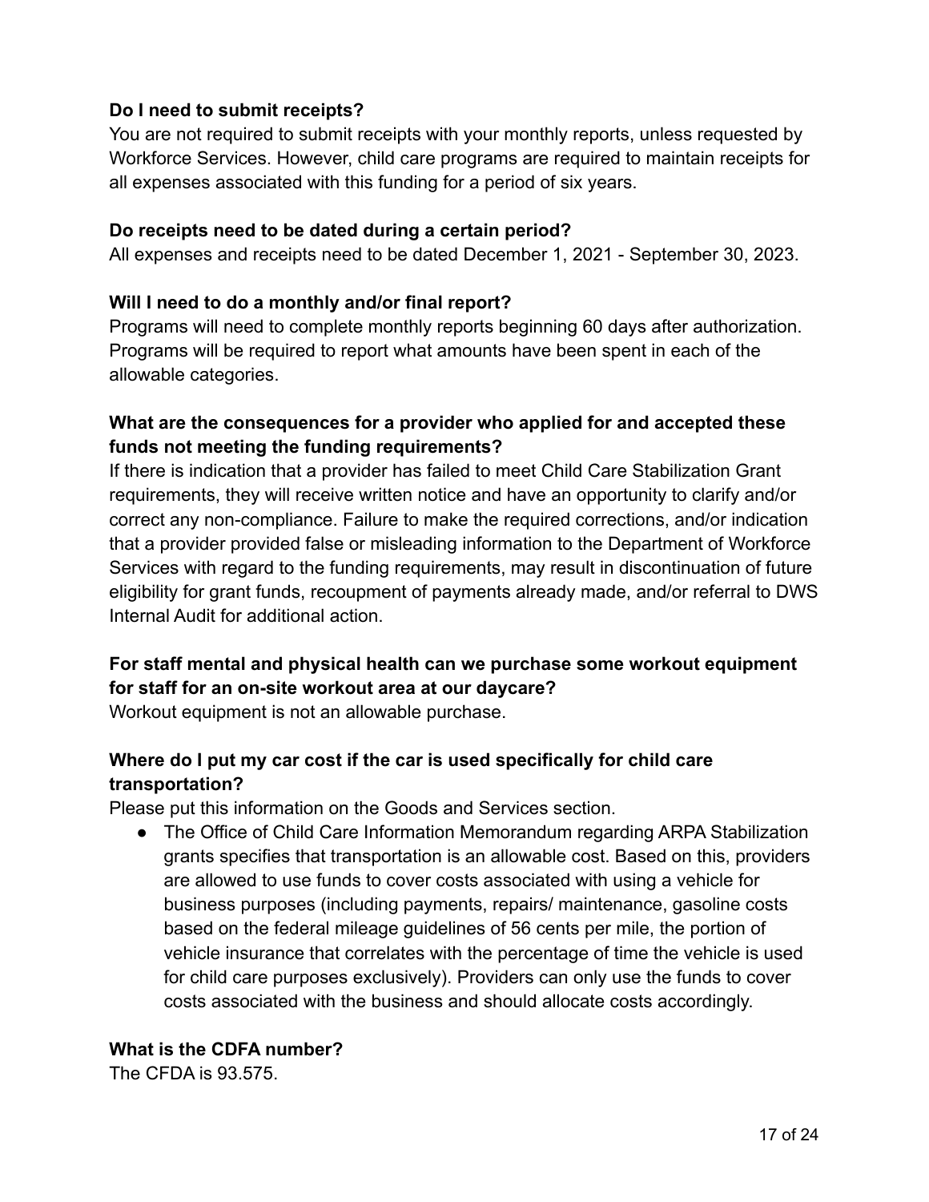**Do I need to submit receipts?**

You are not required to submit receipts with your monthly reports, unless requested by Workforce Services. However, child care programs are required to maintain receipts for all expenses associated with this funding for a period of six years.

**Do receipts need to be dated during a certain period?**

All expenses and receipts need to be dated December 1, 2021 - September 30, 2023.

**Will I need to do a monthly and/or final report?**

Programs will need to complete monthly reports beginning 60 days after authorization. Programs will be required to report what amounts have been spent in each of the allowable categories.

**What are the consequences for a provider who applied for and accepted these funds not meeting the funding requirements?**

If there is indication that a provider has failed to meet Child Care Stabilization Grant requirements, they will receive written notice and have an opportunity to clarify and/or correct any non-compliance. Failure to make the required corrections, and/or indication that a provider provided false or misleading information to the Department of Workforce Services with regard to the funding requirements, may result in discontinuation of future eligibility for grant funds, recoupment of payments already made, and/or referral to DWS Internal Audit for additional action.

**For staff mental and physical health can we purchase some workout equipment for staff for an on-site workout area at our daycare?**

Workout equipment is not an allowable purchase.

**Where do I put my car cost if the car is used specifically for child care transportation?**

Please put this information on the Goods and Services section.

- The Office of Child Care Information Memorandum regarding ARPA Stabilization grants specifies that transportation is an allowable cost. Based on this, providers are allowed to use funds to cover costs associated with using a vehicle for business purposes (including payments, repairs/ maintenance, gasoline costs based on the federal mileage guidelines of 56 cents per mile, the portion of vehicle insurance that correlates with the percentage of time the vehicle is used for child care purposes exclusively). Providers can only use the funds to cover costs associated with the business and should allocate costs accordingly.

**What is the CDFA number?**

The CFDA is 93.575.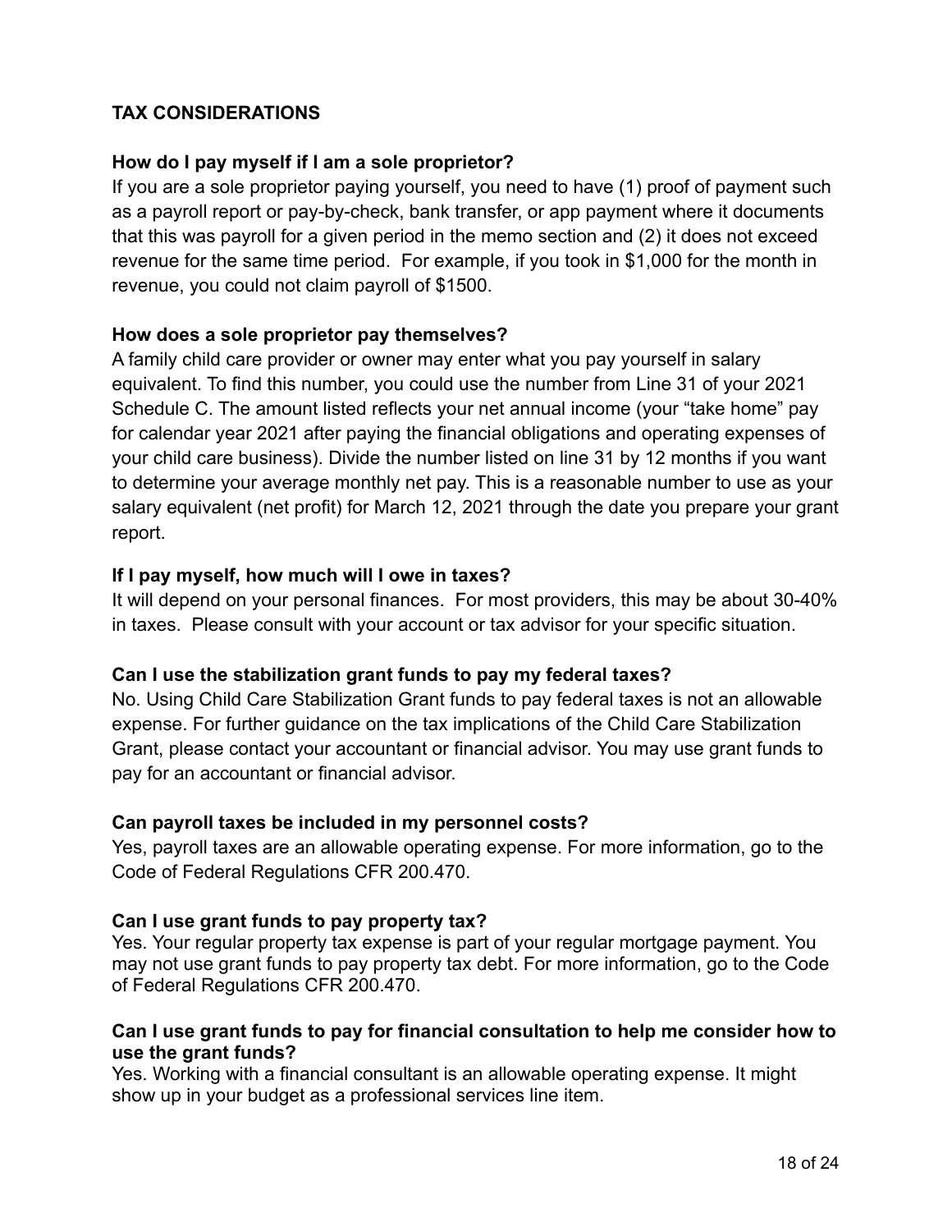## TAX CONSIDERATIONS

### How do I pay myself if I am a sole proprietor?

If you are a sole proprietor paying yourself, you need to have (1) proof of payment such as a payroll report or pay-by-check, bank transfer, or app payment where it documents that this was payroll for a given period in the memo section and (2) it does not exceed revenue for the same time period. For example, if you took in $1,000 for the month in revenue, you could not claim payroll of $1500.

### How does a sole proprietor pay themselves?

A family child care provider or owner may enter what you pay yourself in salary equivalent. To find this number, you could use the number from Line 31 of your 2021 Schedule C. The amount listed reflects your net annual income (your "take home" pay for calendar year 2021 after paying the financial obligations and operating expenses of your child care business). Divide the number listed on line 31 by 12 months if you want to determine your average monthly net pay. This is a reasonable number to use as your salary equivalent (net profit) for March 12, 2021 through the date you prepare your grant report.

### If I pay myself, how much will I owe in taxes?

It will depend on your personal finances. For most providers, this may be about 30-40% in taxes. Please consult with your account or tax advisor for your specific situation.

### Can I use the stabilization grant funds to pay my federal taxes?

No. Using Child Care Stabilization Grant funds to pay federal taxes is not an allowable expense. For further guidance on the tax implications of the Child Care Stabilization Grant, please contact your accountant or financial advisor. You may use grant funds to pay for an accountant or financial advisor.

### Can payroll taxes be included in my personnel costs?

Yes, payroll taxes are an allowable operating expense. For more information, go to the Code of Federal Regulations CFR 200.470.

### Can I use grant funds to pay property tax?

Yes. Your regular property tax expense is part of your regular mortgage payment. You may not use grant funds to pay property tax debt. For more information, go to the Code of Federal Regulations CFR 200.470.

### Can I use grant funds to pay for financial consultation to help me consider how to use the grant funds?

Yes. Working with a financial consultant is an allowable operating expense. It might show up in your budget as a professional services line item.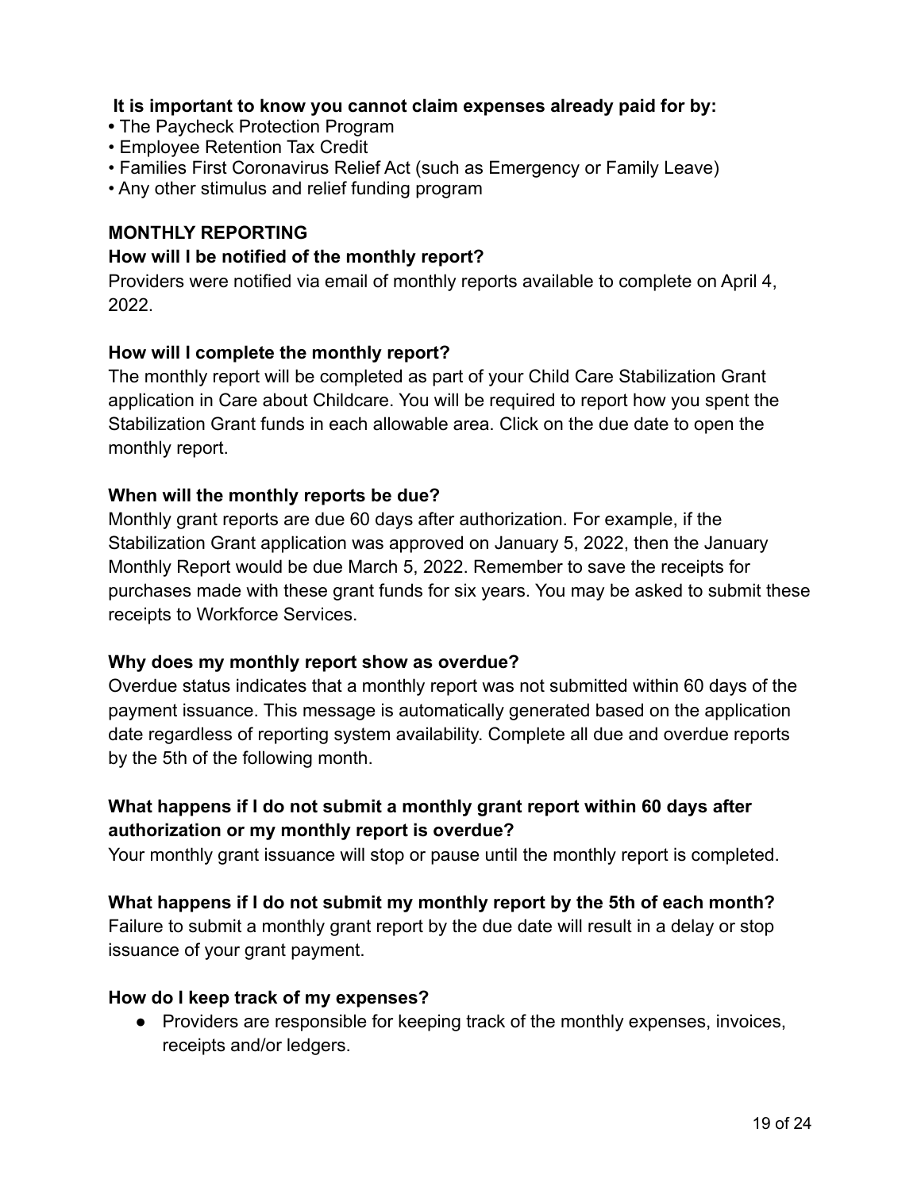**It is important to know you cannot claim expenses already paid for by:**

- The Paycheck Protection Program
- Employee Retention Tax Credit
- Families First Coronavirus Relief Act (such as Emergency or Family Leave)
- Any other stimulus and relief funding program

## MONTHLY REPORTING

### How will I be notified of the monthly report?

Providers were notified via email of monthly reports available to complete on April 4, 2022.

### How will I complete the monthly report?

The monthly report will be completed as part of your Child Care Stabilization Grant application in Care about Childcare. You will be required to report how you spent the Stabilization Grant funds in each allowable area. Click on the due date to open the monthly report.

### When will the monthly reports be due?

Monthly grant reports are due 60 days after authorization. For example, if the Stabilization Grant application was approved on January 5, 2022, then the January Monthly Report would be due March 5, 2022. Remember to save the receipts for purchases made with these grant funds for six years. You may be asked to submit these receipts to Workforce Services.

### Why does my monthly report show as overdue?

Overdue status indicates that a monthly report was not submitted within 60 days of the payment issuance. This message is automatically generated based on the application date regardless of reporting system availability. Complete all due and overdue reports by the 5th of the following month.

### What happens if I do not submit a monthly grant report within 60 days after authorization or my monthly report is overdue?

Your monthly grant issuance will stop or pause until the monthly report is completed.

### What happens if I do not submit my monthly report by the 5th of each month?

Failure to submit a monthly grant report by the due date will result in a delay or stop issuance of your grant payment.

### How do I keep track of my expenses?

- Providers are responsible for keeping track of the monthly expenses, invoices, receipts and/or ledgers.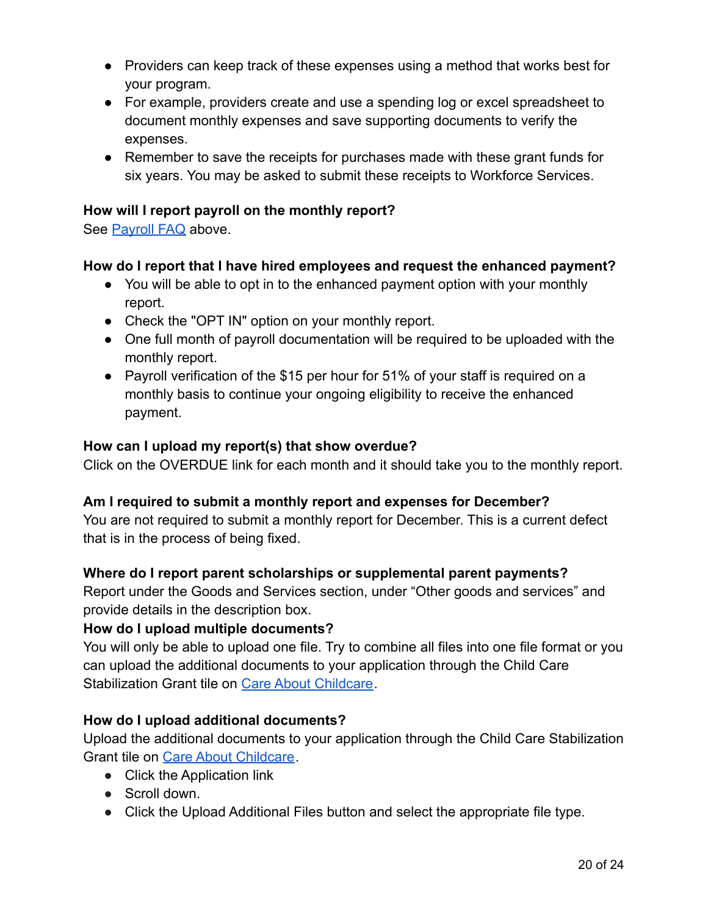- Providers can keep track of these expenses using a method that works best for your program.
- For example, providers create and use a spending log or excel spreadsheet to document monthly expenses and save supporting documents to verify the expenses.
- Remember to save the receipts for purchases made with these grant funds for six years. You may be asked to submit these receipts to Workforce Services.

**How will I report payroll on the monthly report?**

See [Payroll FAQ]() above.

**How do I report that I have hired employees and request the enhanced payment?**

- You will be able to opt in to the enhanced payment option with your monthly report.
- Check the "OPT IN" option on your monthly report.
- One full month of payroll documentation will be required to be uploaded with the monthly report.
- Payroll verification of the $15 per hour for 51% of your staff is required on a monthly basis to continue your ongoing eligibility to receive the enhanced payment.

**How can I upload my report(s) that show overdue?**

Click on the OVERDUE link for each month and it should take you to the monthly report.

**Am I required to submit a monthly report and expenses for December?**

You are not required to submit a monthly report for December. This is a current defect that is in the process of being fixed.

**Where do I report parent scholarships or supplemental parent payments?**

Report under the Goods and Services section, under “Other goods and services” and provide details in the description box.

**How do I upload multiple documents?**

You will only be able to upload one file. Try to combine all files into one file format or you can upload the additional documents to your application through the Child Care Stabilization Grant tile on [Care About Childcare]().

**How do I upload additional documents?**

Upload the additional documents to your application through the Child Care Stabilization Grant tile on [Care About Childcare]().

- Click the Application link
- Scroll down.
- Click the Upload Additional Files button and select the appropriate file type.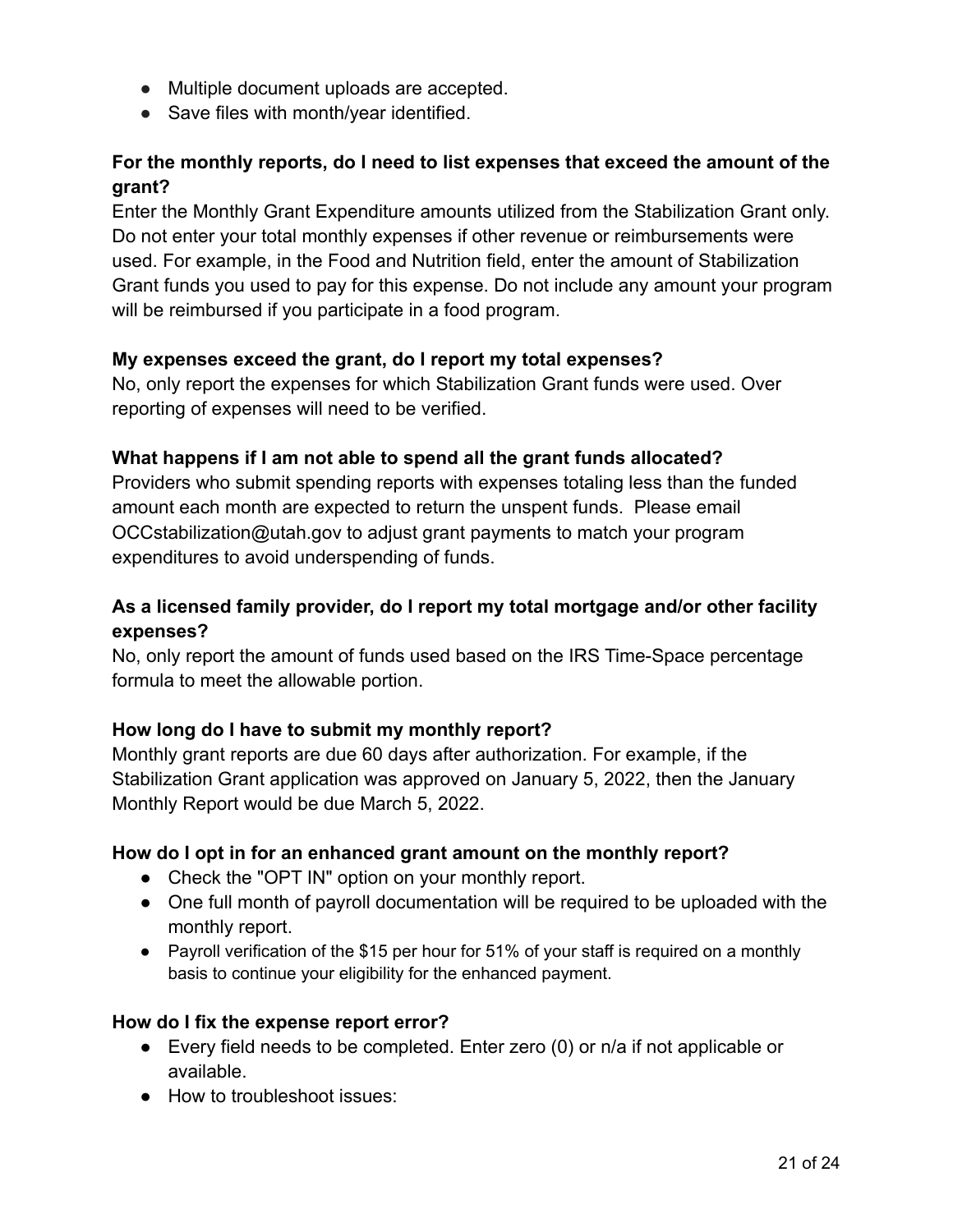- Multiple document uploads are accepted.
- Save files with month/year identified.

**For the monthly reports, do I need to list expenses that exceed the amount of the grant?**

Enter the Monthly Grant Expenditure amounts utilized from the Stabilization Grant only. Do not enter your total monthly expenses if other revenue or reimbursements were used. For example, in the Food and Nutrition field, enter the amount of Stabilization Grant funds you used to pay for this expense. Do not include any amount your program will be reimbursed if you participate in a food program.

**My expenses exceed the grant, do I report my total expenses?**

No, only report the expenses for which Stabilization Grant funds were used. Over reporting of expenses will need to be verified.

**What happens if I am not able to spend all the grant funds allocated?**

Providers who submit spending reports with expenses totaling less than the funded amount each month are expected to return the unspent funds. Please email OCCstabilization@utah.gov to adjust grant payments to match your program expenditures to avoid underspending of funds.

**As a licensed family provider, do I report my total mortgage and/or other facility expenses?**

No, only report the amount of funds used based on the IRS Time-Space percentage formula to meet the allowable portion.

**How long do I have to submit my monthly report?**

Monthly grant reports are due 60 days after authorization. For example, if the Stabilization Grant application was approved on January 5, 2022, then the January Monthly Report would be due March 5, 2022.

**How do I opt in for an enhanced grant amount on the monthly report?**

- Check the "OPT IN" option on your monthly report.
- One full month of payroll documentation will be required to be uploaded with the monthly report.
- Payroll verification of the $15 per hour for 51% of your staff is required on a monthly basis to continue your eligibility for the enhanced payment.

**How do I fix the expense report error?**

- Every field needs to be completed. Enter zero (0) or n/a if not applicable or available.
- How to troubleshoot issues: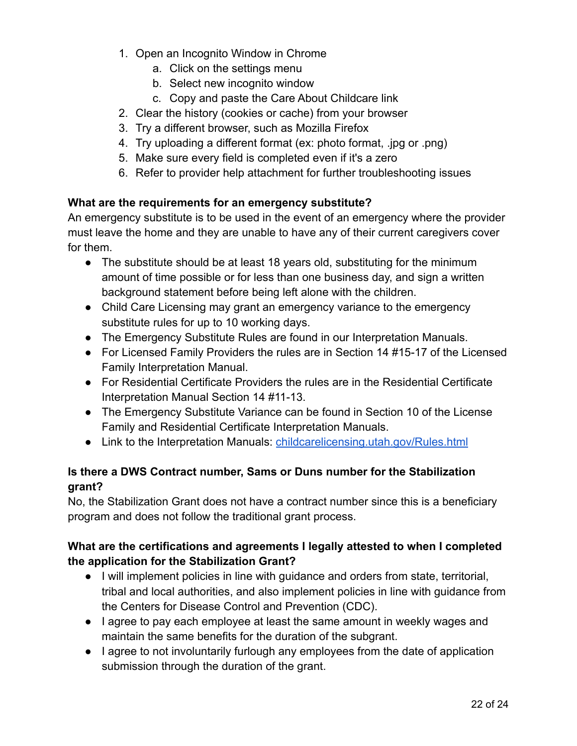1. Open an Incognito Window in Chrome
    a. Click on the settings menu
    b. Select new incognito window
    c. Copy and paste the Care About Childcare link
2. Clear the history (cookies or cache) from your browser
3. Try a different browser, such as Mozilla Firefox
4. Try uploading a different format (ex: photo format, .jpg or .png)
5. Make sure every field is completed even if it's a zero
6. Refer to provider help attachment for further troubleshooting issues

**What are the requirements for an emergency substitute?**

An emergency substitute is to be used in the event of an emergency where the provider must leave the home and they are unable to have any of their current caregivers cover for them.

- The substitute should be at least 18 years old, substituting for the minimum amount of time possible or for less than one business day, and sign a written background statement before being left alone with the children.
- Child Care Licensing may grant an emergency variance to the emergency substitute rules for up to 10 working days.
- The Emergency Substitute Rules are found in our Interpretation Manuals.
- For Licensed Family Providers the rules are in Section 14 #15-17 of the Licensed Family Interpretation Manual.
- For Residential Certificate Providers the rules are in the Residential Certificate Interpretation Manual Section 14 #11-13.
- The Emergency Substitute Variance can be found in Section 10 of the License Family and Residential Certificate Interpretation Manuals.
- Link to the Interpretation Manuals: [childcarelicensing.utah.gov/Rules.html](childcarelicensing.utah.gov/Rules.html)

**Is there a DWS Contract number, Sams or Duns number for the Stabilization grant?**

No, the Stabilization Grant does not have a contract number since this is a beneficiary program and does not follow the traditional grant process.

**What are the certifications and agreements I legally attested to when I completed the application for the Stabilization Grant?**

- I will implement policies in line with guidance and orders from state, territorial, tribal and local authorities, and also implement policies in line with guidance from the Centers for Disease Control and Prevention (CDC).
- I agree to pay each employee at least the same amount in weekly wages and maintain the same benefits for the duration of the subgrant.
- I agree to not involuntarily furlough any employees from the date of application submission through the duration of the grant.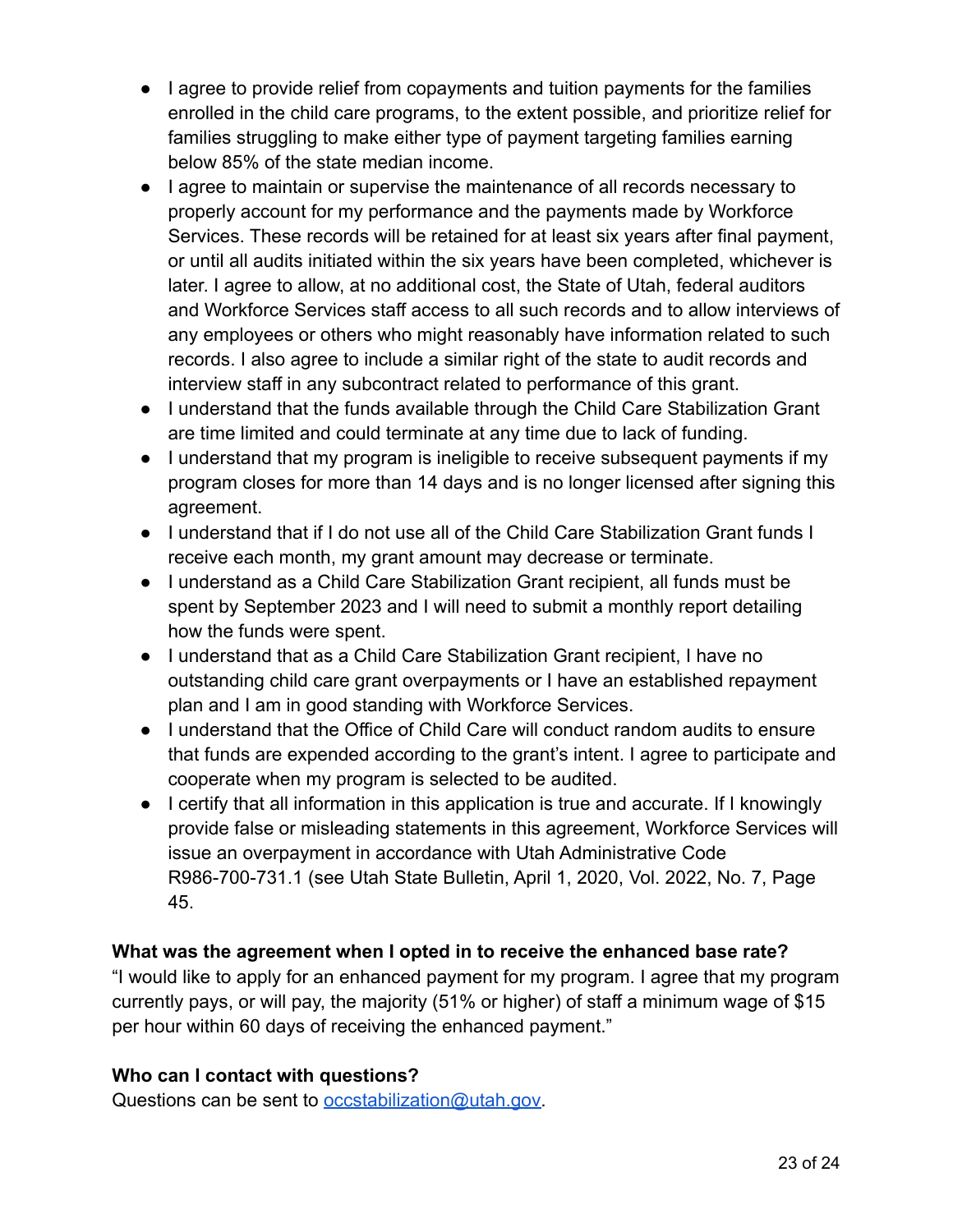- I agree to provide relief from copayments and tuition payments for the families enrolled in the child care programs, to the extent possible, and prioritize relief for families struggling to make either type of payment targeting families earning below 85% of the state median income.
- I agree to maintain or supervise the maintenance of all records necessary to properly account for my performance and the payments made by Workforce Services. These records will be retained for at least six years after final payment, or until all audits initiated within the six years have been completed, whichever is later. I agree to allow, at no additional cost, the State of Utah, federal auditors and Workforce Services staff access to all such records and to allow interviews of any employees or others who might reasonably have information related to such records. I also agree to include a similar right of the state to audit records and interview staff in any subcontract related to performance of this grant.
- I understand that the funds available through the Child Care Stabilization Grant are time limited and could terminate at any time due to lack of funding.
- I understand that my program is ineligible to receive subsequent payments if my program closes for more than 14 days and is no longer licensed after signing this agreement.
- I understand that if I do not use all of the Child Care Stabilization Grant funds I receive each month, my grant amount may decrease or terminate.
- I understand as a Child Care Stabilization Grant recipient, all funds must be spent by September 2023 and I will need to submit a monthly report detailing how the funds were spent.
- I understand that as a Child Care Stabilization Grant recipient, I have no outstanding child care grant overpayments or I have an established repayment plan and I am in good standing with Workforce Services.
- I understand that the Office of Child Care will conduct random audits to ensure that funds are expended according to the grant's intent. I agree to participate and cooperate when my program is selected to be audited.
- I certify that all information in this application is true and accurate. If I knowingly provide false or misleading statements in this agreement, Workforce Services will issue an overpayment in accordance with Utah Administrative Code R986-700-731.1 (see Utah State Bulletin, April 1, 2020, Vol. 2022, No. 7, Page 45.

**What was the agreement when I opted in to receive the enhanced base rate?**

"I would like to apply for an enhanced payment for my program. I agree that my program currently pays, or will pay, the majority (51% or higher) of staff a minimum wage of $15 per hour within 60 days of receiving the enhanced payment."

**Who can I contact with questions?**

Questions can be sent to [occstabilization@utah.gov](mailto:occstabilization@utah.gov).